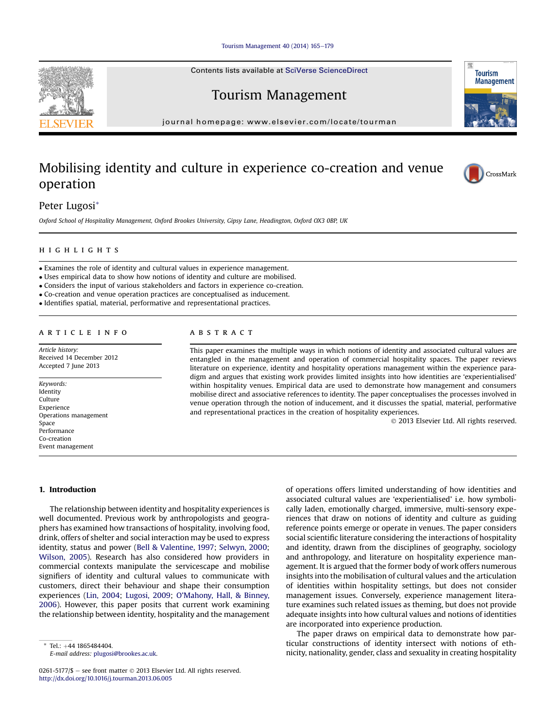# Mobilising identity and culture in experience co-creation and venue operation

Peter Lugosi*

*Oxford School of Hospitality Management, Oxford Brookes University, Gipsy Lane, Headington, Oxford OX3 0BP, UK*

## HIGHLIGHTS

- Examines the role of identity and cultural values in experience management.
- Uses empirical data to show how notions of identity and culture are mobilised.
- Considers the input of various stakeholders and factors in experience co-creation.
- Co-creation and venue operation practices are conceptualised as inducement.
- Identifies spatial, material, performative and representational practices.

## ARTICLE INFO

*Article history:*
Received 14 December 2012
Accepted 7 June 2013

*Keywords:*
Identity
Culture
Experience
Operations management
Space
Performance
Co-creation
Event management

## ABSTRACT

This paper examines the multiple ways in which notions of identity and associated cultural values are entangled in the management and operation of commercial hospitality spaces. The paper reviews literature on experience, identity and hospitality operations management within the experience paradigm and argues that existing work provides limited insights into how identities are 'experientialised' within hospitality venues. Empirical data are used to demonstrate how management and consumers mobilise direct and associative references to identity. The paper conceptualises the processes involved in venue operation through the notion of inducement, and it discusses the spatial, material, performative and representational practices in the creation of hospitality experiences.

© 2013 Elsevier Ltd. All rights reserved.

## 1. Introduction

The relationship between identity and hospitality experiences is well documented. Previous work by anthropologists and geographers has examined how transactions of hospitality, involving food, drink, offers of shelter and social interaction may be used to express identity, status and power (Bell & Valentine, 1997; Selwyn, 2000; Wilson, 2005). Research has also considered how providers in commercial contexts manipulate the servicescape and mobilise signifiers of identity and cultural values to communicate with customers, direct their behaviour and shape their consumption experiences (Lin, 2004; Lugosi, 2009; O'Mahony, Hall, & Binney, 2006). However, this paper posits that current work examining the relationship between identity, hospitality and the management of operations offers limited understanding of how identities and associated cultural values are 'experientialised' i.e. how symbolically laden, emotionally charged, immersive, multi-sensory experiences that draw on notions of identity and culture as guiding reference points emerge or operate in venues. The paper considers social scientific literature considering the interactions of hospitality and identity, drawn from the disciplines of geography, sociology and anthropology, and literature on hospitality experience management. It is argued that the former body of work offers numerous insights into the mobilisation of cultural values and the articulation of identities within hospitality settings, but does not consider management issues. Conversely, experience management literature examines such related issues as theming, but does not provide adequate insights into how cultural values and notions of identities are incorporated into experience production.

The paper draws on empirical data to demonstrate how particular constructions of identity intersect with notions of ethnicity, nationality, gender, class and sexuality in creating hospitality

* Tel.: +44 1865484404.
*E-mail address:* plugosi@brookes.ac.uk.

0261-5177/$ – see front matter © 2013 Elsevier Ltd. All rights reserved.
http://dx.doi.org/10.1016/j.tourman.2013.06.005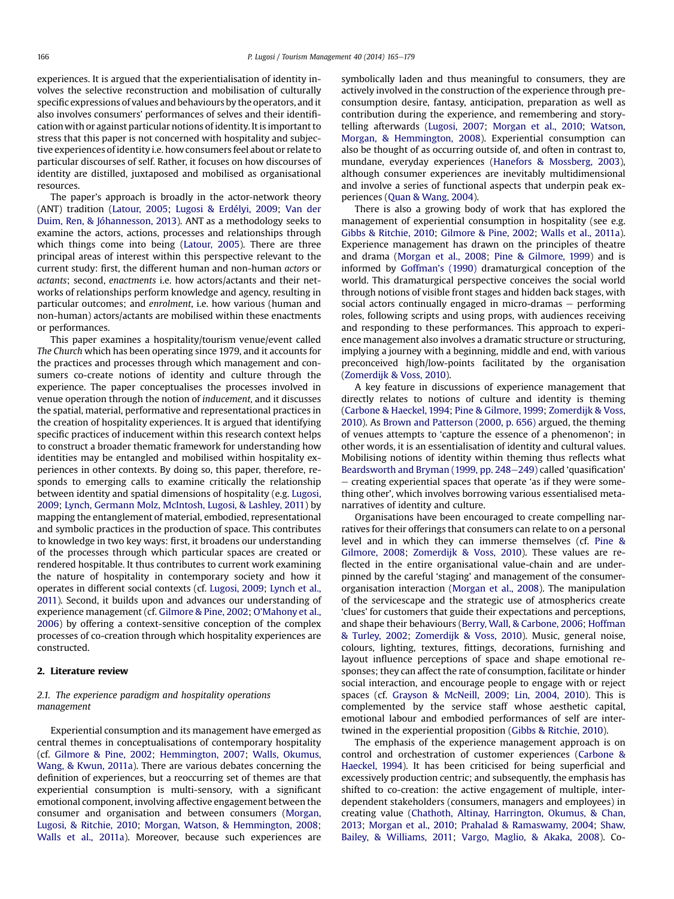experiences. It is argued that the experientialisation of identity involves the selective reconstruction and mobilisation of culturally specific expressions of values and behaviours by the operators, and it also involves consumers' performances of selves and their identification with or against particular notions of identity. It is important to stress that this paper is not concerned with hospitality and subjective experiences of identity i.e. how consumers feel about or relate to particular discourses of self. Rather, it focuses on how discourses of identity are distilled, juxtaposed and mobilised as organisational resources.

The paper's approach is broadly in the actor-network theory (ANT) tradition (Latour, 2005; Lugosi & Erdélyi, 2009; Van der Duim, Ren, & Jóhannesson, 2013). ANT as a methodology seeks to examine the actors, actions, processes and relationships through which things come into being (Latour, 2005). There are three principal areas of interest within this perspective relevant to the current study: first, the different human and non-human *actors* or *actants*; second, *enactments* i.e. how actors/actants and their networks of relationships perform knowledge and agency, resulting in particular outcomes; and *enrolment*, i.e. how various (human and non-human) actors/actants are mobilised within these enactments or performances.

This paper examines a hospitality/tourism venue/event called *The Church* which has been operating since 1979, and it accounts for the practices and processes through which management and consumers co-create notions of identity and culture through the experience. The paper conceptualises the processes involved in venue operation through the notion of *inducement*, and it discusses the spatial, material, performative and representational practices in the creation of hospitality experiences. It is argued that identifying specific practices of inducement within this research context helps to construct a broader thematic framework for understanding how identities may be entangled and mobilised within hospitality experiences in other contexts. By doing so, this paper, therefore, responds to emerging calls to examine critically the relationship between identity and spatial dimensions of hospitality (e.g. Lugosi, 2009; Lynch, Germann Molz, McIntosh, Lugosi, & Lashley, 2011) by mapping the entanglement of material, embodied, representational and symbolic practices in the production of space. This contributes to knowledge in two key ways: first, it broadens our understanding of the processes through which particular spaces are created or rendered hospitable. It thus contributes to current work examining the nature of hospitality in contemporary society and how it operates in different social contexts (cf. Lugosi, 2009; Lynch et al., 2011). Second, it builds upon and advances our understanding of experience management (cf. Gilmore & Pine, 2002; O'Mahony et al., 2006) by offering a context-sensitive conception of the complex processes of co-creation through which hospitality experiences are constructed.

## 2. Literature review

### 2.1. The experience paradigm and hospitality operations management

Experiential consumption and its management have emerged as central themes in conceptualisations of contemporary hospitality (cf. Gilmore & Pine, 2002; Hemmington, 2007; Walls, Okumus, Wang, & Kwun, 2011a). There are various debates concerning the definition of experiences, but a reoccurring set of themes are that experiential consumption is multi-sensory, with a significant emotional component, involving affective engagement between the consumer and organisation and between consumers (Morgan, Lugosi, & Ritchie, 2010; Morgan, Watson, & Hemmington, 2008; Walls et al., 2011a). Moreover, because such experiences are symbolically laden and thus meaningful to consumers, they are actively involved in the construction of the experience through pre-consumption desire, fantasy, anticipation, preparation as well as contribution during the experience, and remembering and storytelling afterwards (Lugosi, 2007; Morgan et al., 2010; Watson, Morgan, & Hemmington, 2008). Experiential consumption can also be thought of as occurring outside of, and often in contrast to, mundane, everyday experiences (Hanefors & Mossberg, 2003), although consumer experiences are inevitably multidimensional and involve a series of functional aspects that underpin peak experiences (Quan & Wang, 2004).

There is also a growing body of work that has explored the management of experiential consumption in hospitality (see e.g. Gibbs & Ritchie, 2010; Gilmore & Pine, 2002; Walls et al., 2011a). Experience management has drawn on the principles of theatre and drama (Morgan et al., 2008; Pine & Gilmore, 1999) and is informed by Goffman's (1990) dramaturgical conception of the world. This dramaturgical perspective conceives the social world through notions of visible front stages and hidden back stages, with social actors continually engaged in micro-dramas – performing roles, following scripts and using props, with audiences receiving and responding to these performances. This approach to experience management also involves a dramatic structure or structuring, implying a journey with a beginning, middle and end, with various preconceived high/low-points facilitated by the organisation (Zomerdijk & Voss, 2010).

A key feature in discussions of experience management that directly relates to notions of culture and identity is theming (Carbone & Haeckel, 1994; Pine & Gilmore, 1999; Zomerdijk & Voss, 2010). As Brown and Patterson (2000, p. 656) argued, the theming of venues attempts to 'capture the essence of a phenomenon'; in other words, it is an essentialisation of identity and cultural values. Mobilising notions of identity within theming thus reflects what Beardsworth and Bryman (1999, pp. 248–249) called 'quasification' – creating experiential spaces that operate 'as if they were something other', which involves borrowing various essentialised meta-narratives of identity and culture.

Organisations have been encouraged to create compelling narratives for their offerings that consumers can relate to on a personal level and in which they can immerse themselves (cf. Pine & Gilmore, 2008; Zomerdijk & Voss, 2010). These values are reflected in the entire organisational value-chain and are underpinned by the careful 'staging' and management of the consumer-organisation interaction (Morgan et al., 2008). The manipulation of the servicescape and the strategic use of atmospherics create 'clues' for customers that guide their expectations and perceptions, and shape their behaviours (Berry, Wall, & Carbone, 2006; Hoffman & Turley, 2002; Zomerdijk & Voss, 2010). Music, general noise, colours, lighting, textures, fittings, decorations, furnishing and layout influence perceptions of space and shape emotional responses; they can affect the rate of consumption, facilitate or hinder social interaction, and encourage people to engage with or reject spaces (cf. Grayson & McNeill, 2009; Lin, 2004, 2010). This is complemented by the service staff whose aesthetic capital, emotional labour and embodied performances of self are intertwined in the experiential proposition (Gibbs & Ritchie, 2010).

The emphasis of the experience management approach is on control and orchestration of customer experiences (Carbone & Haeckel, 1994). It has been criticised for being superficial and excessively production centric; and subsequently, the emphasis has shifted to co-creation: the active engagement of multiple, interdependent stakeholders (consumers, managers and employees) in creating value (Chathoth, Altinay, Harrington, Okumus, & Chan, 2013; Morgan et al., 2010; Prahalad & Ramaswamy, 2004; Shaw, Bailey, & Williams, 2011; Vargo, Maglio, & Akaka, 2008). Co-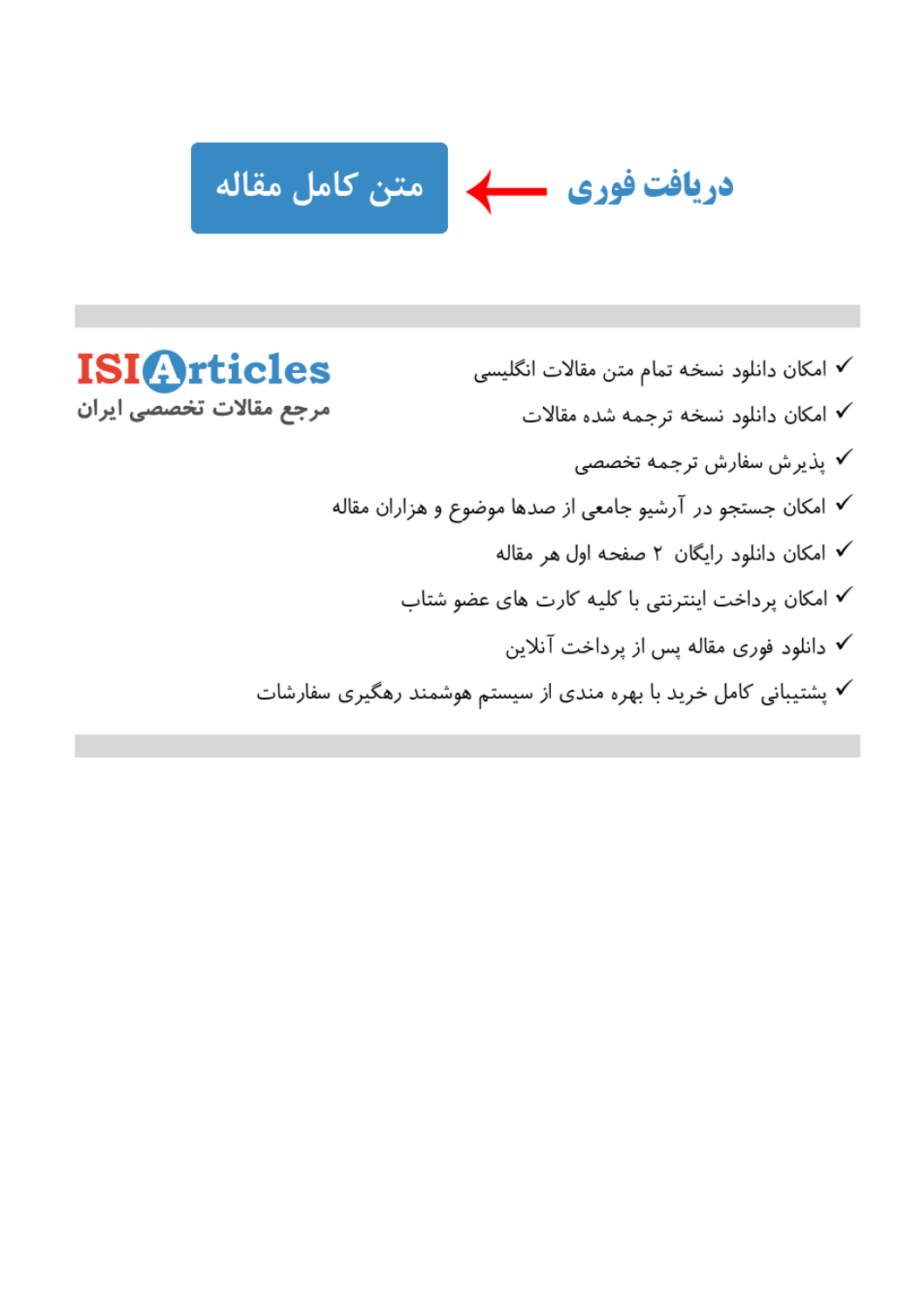دریافت فوری ← متن کامل مقاله

**ISIArticles**
مرجع مقالات تخصصی ایران

- ✓ امکان دانلود نسخه تمام متن مقالات انگلیسی
- ✓ امکان دانلود نسخه ترجمه شده مقالات
- ✓ پذیرش سفارش ترجمه تخصصی
- ✓ امکان جستجو در آرشیو جامعی از صدها موضوع و هزاران مقاله
- ✓ امکان دانلود رایگان ۲ صفحه اول هر مقاله
- ✓ امکان پرداخت اینترنتی با کلیه کارت های عضو شتاب
- ✓ دانلود فوری مقاله پس از پرداخت آنلاین
- ✓ پشتیبانی کامل خرید با بهره مندی از سیستم هوشمند رهگیری سفارشات